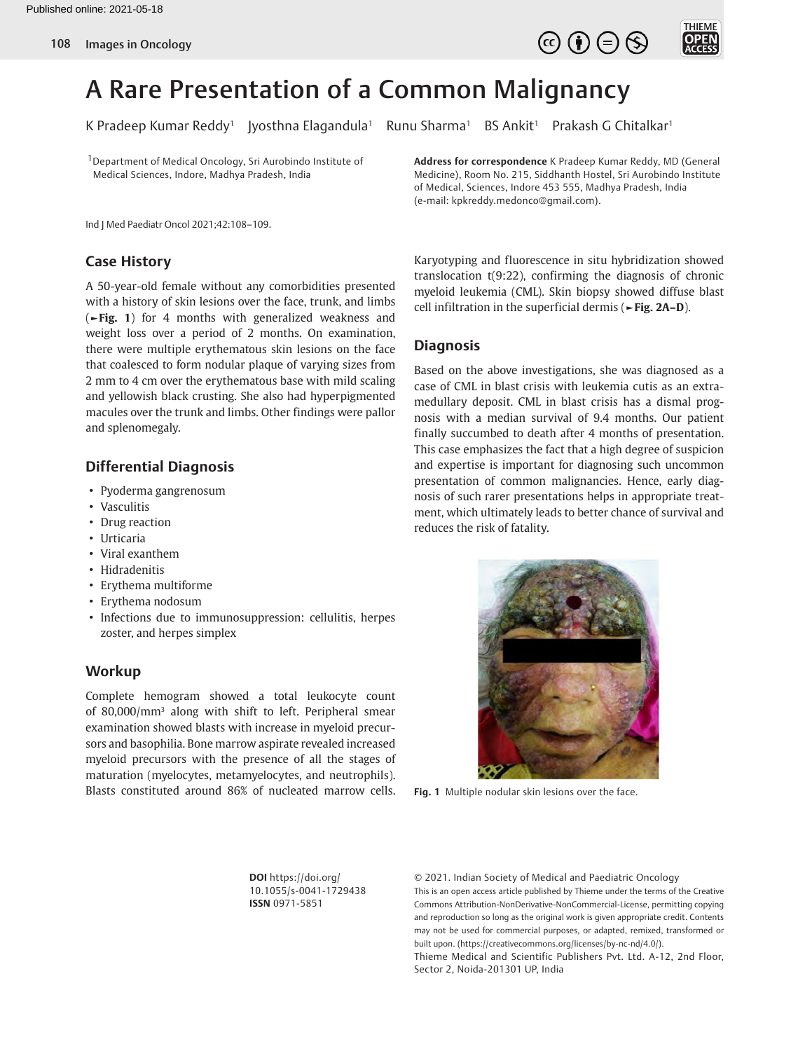# A Rare Presentation of a Common Malignancy

K Pradeep Kumar Reddy[1] Jyosthna Elagandula[1] Runu Sharma[1] BS Ankit[1] Prakash G Chitalkar[1]

[1]Department of Medical Oncology, Sri Aurobindo Institute of Medical Sciences, Indore, Madhya Pradesh, India

**Address for correspondence** K Pradeep Kumar Reddy, MD (General Medicine), Room No. 215, Siddhanth Hostel, Sri Aurobindo Institute of Medical, Sciences, Indore 453 555, Madhya Pradesh, India (e-mail: kpkreddy.medonco@gmail.com).

Ind J Med Paediatr Oncol 2021;42:108–109.

## Case History

A 50-year-old female without any comorbidities presented with a history of skin lesions over the face, trunk, and limbs (►**Fig. 1**) for 4 months with generalized weakness and weight loss over a period of 2 months. On examination, there were multiple erythematous skin lesions on the face that coalesced to form nodular plaque of varying sizes from 2 mm to 4 cm over the erythematous base with mild scaling and yellowish black crusting. She also had hyperpigmented macules over the trunk and limbs. Other findings were pallor and splenomegaly.

## Differential Diagnosis

- Pyoderma gangrenosum
- Vasculitis
- Drug reaction
- Urticaria
- Viral exanthem
- Hidradenitis
- Erythema multiforme
- Erythema nodosum
- Infections due to immunosuppression: cellulitis, herpes zoster, and herpes simplex

## Workup

Complete hemogram showed a total leukocyte count of 80,000/mm$^3$ along with shift to left. Peripheral smear examination showed blasts with increase in myeloid precursors and basophilia. Bone marrow aspirate revealed increased myeloid precursors with the presence of all the stages of maturation (myelocytes, metamyelocytes, and neutrophils). Blasts constituted around 86% of nucleated marrow cells. Karyotyping and fluorescence in situ hybridization showed translocation t(9:22), confirming the diagnosis of chronic myeloid leukemia (CML). Skin biopsy showed diffuse blast cell infiltration in the superficial dermis (►**Fig. 2A–D**).

## Diagnosis

Based on the above investigations, she was diagnosed as a case of CML in blast crisis with leukemia cutis as an extramedullary deposit. CML in blast crisis has a dismal prognosis with a median survival of 9.4 months. Our patient finally succumbed to death after 4 months of presentation. This case emphasizes the fact that a high degree of suspicion and expertise is important for diagnosing such uncommon presentation of common malignancies. Hence, early diagnosis of such rarer presentations helps in appropriate treatment, which ultimately leads to better chance of survival and reduces the risk of fatality.

**Fig. 1** Multiple nodular skin lesions over the face.

**DOI** https://doi.org/10.1055/s-0041-1729438
**ISSN** 0971-5851

© 2021. Indian Society of Medical and Paediatric Oncology

This is an open access article published by Thieme under the terms of the Creative Commons Attribution-NonDerivative-NonCommercial-License, permitting copying and reproduction so long as the original work is given appropriate credit. Contents may not be used for commercial purposes, or adapted, remixed, transformed or built upon. (https://creativecommons.org/licenses/by-nc-nd/4.0/).

Thieme Medical and Scientific Publishers Pvt. Ltd. A-12, 2nd Floor, Sector 2, Noida-201301 UP, India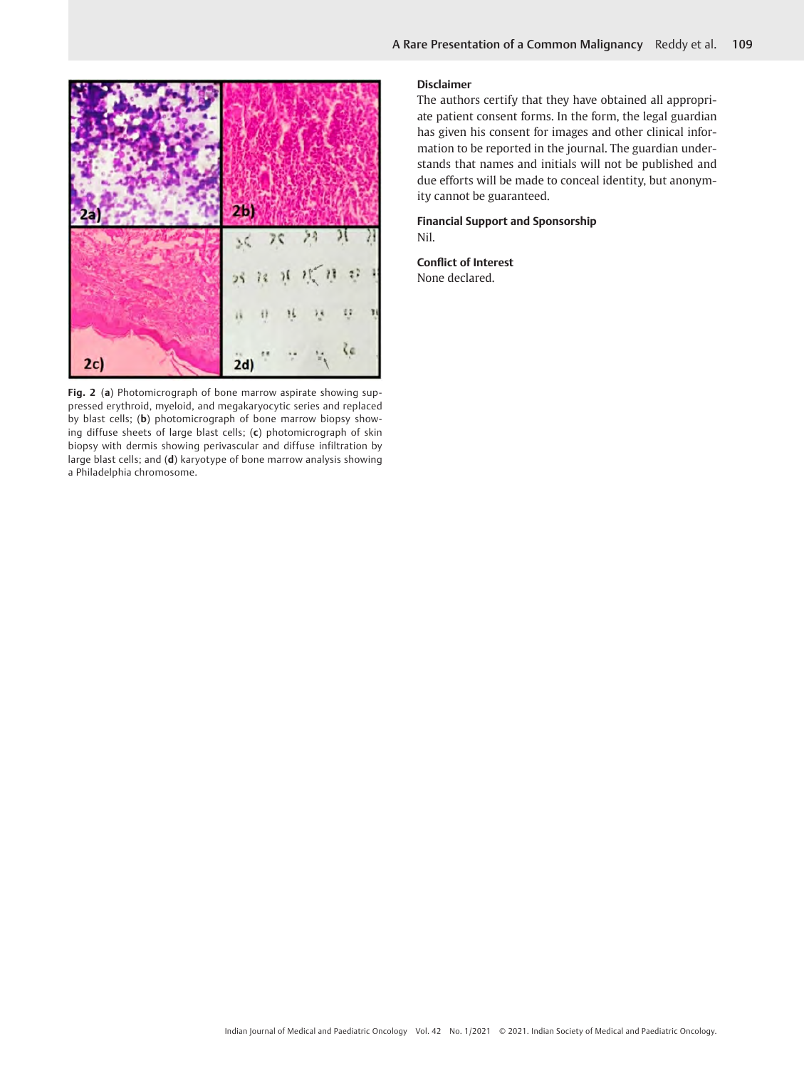**Fig. 2** (**a**) Photomicrograph of bone marrow aspirate showing suppressed erythroid, myeloid, and megakaryocytic series and replaced by blast cells; (**b**) photomicrograph of bone marrow biopsy showing diffuse sheets of large blast cells; (**c**) photomicrograph of skin biopsy with dermis showing perivascular and diffuse infiltration by large blast cells; and (**d**) karyotype of bone marrow analysis showing a Philadelphia chromosome.

**Disclaimer**

The authors certify that they have obtained all appropriate patient consent forms. In the form, the legal guardian has given his consent for images and other clinical information to be reported in the journal. The guardian understands that names and initials will not be published and due efforts will be made to conceal identity, but anonymity cannot be guaranteed.

**Financial Support and Sponsorship**

Nil.

**Conflict of Interest**

None declared.